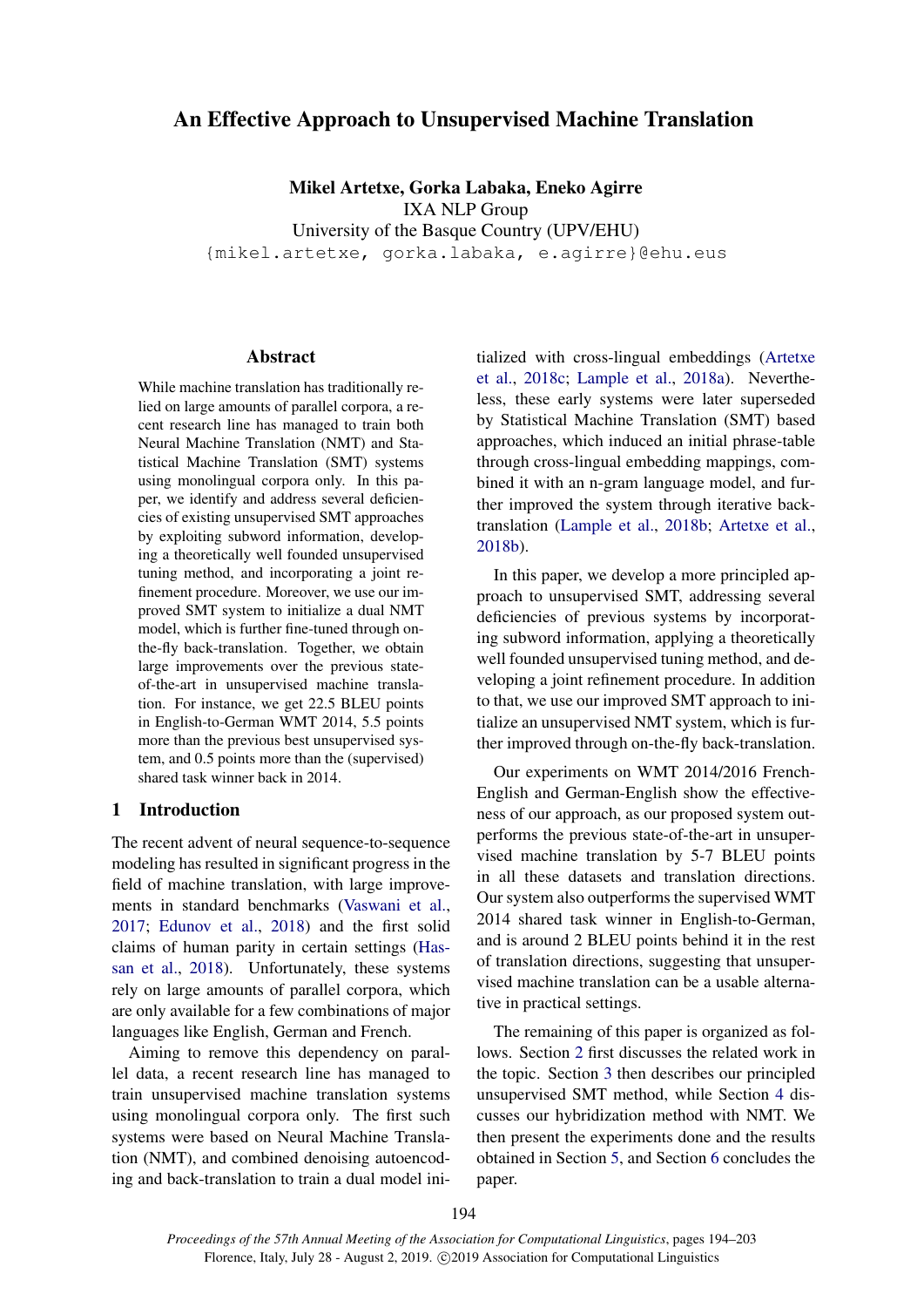# An Effective Approach to Unsupervised Machine Translation

**Mikel Artetxe, Gorka Labaka, Eneko Agirre**
IXA NLP Group
University of the Basque Country (UPV/EHU)
{mikel.artetxe, gorka.labaka, e.agirre}@ehu.eus

## Abstract

While machine translation has traditionally relied on large amounts of parallel corpora, a recent research line has managed to train both Neural Machine Translation (NMT) and Statistical Machine Translation (SMT) systems using monolingual corpora only. In this paper, we identify and address several deficiencies of existing unsupervised SMT approaches by exploiting subword information, developing a theoretically well founded unsupervised tuning method, and incorporating a joint refinement procedure. Moreover, we use our improved SMT system to initialize a dual NMT model, which is further fine-tuned through on-the-fly back-translation. Together, we obtain large improvements over the previous state-of-the-art in unsupervised machine translation. For instance, we get 22.5 BLEU points in English-to-German WMT 2014, 5.5 points more than the previous best unsupervised system, and 0.5 points more than the (supervised) shared task winner back in 2014.

## 1 Introduction

The recent advent of neural sequence-to-sequence modeling has resulted in significant progress in the field of machine translation, with large improvements in standard benchmarks (Vaswani et al., 2017; Edunov et al., 2018) and the first solid claims of human parity in certain settings (Hassan et al., 2018). Unfortunately, these systems rely on large amounts of parallel corpora, which are only available for a few combinations of major languages like English, German and French.

Aiming to remove this dependency on parallel data, a recent research line has managed to train unsupervised machine translation systems using monolingual corpora only. The first such systems were based on Neural Machine Translation (NMT), and combined denoising autoencoding and back-translation to train a dual model initialized with cross-lingual embeddings (Artetxe et al., 2018c; Lample et al., 2018a). Nevertheless, these early systems were later superseded by Statistical Machine Translation (SMT) based approaches, which induced an initial phrase-table through cross-lingual embedding mappings, combined it with an n-gram language model, and further improved the system through iterative back-translation (Lample et al., 2018b; Artetxe et al., 2018b).

In this paper, we develop a more principled approach to unsupervised SMT, addressing several deficiencies of previous systems by incorporating subword information, applying a theoretically well founded unsupervised tuning method, and developing a joint refinement procedure. In addition to that, we use our improved SMT approach to initialize an unsupervised NMT system, which is further improved through on-the-fly back-translation.

Our experiments on WMT 2014/2016 French-English and German-English show the effectiveness of our approach, as our proposed system outperforms the previous state-of-the-art in unsupervised machine translation by 5-7 BLEU points in all these datasets and translation directions. Our system also outperforms the supervised WMT 2014 shared task winner in English-to-German, and is around 2 BLEU points behind it in the rest of translation directions, suggesting that unsupervised machine translation can be a usable alternative in practical settings.

The remaining of this paper is organized as follows. Section 2 first discusses the related work in the topic. Section 3 then describes our principled unsupervised SMT method, while Section 4 discusses our hybridization method with NMT. We then present the experiments done and the results obtained in Section 5, and Section 6 concludes the paper.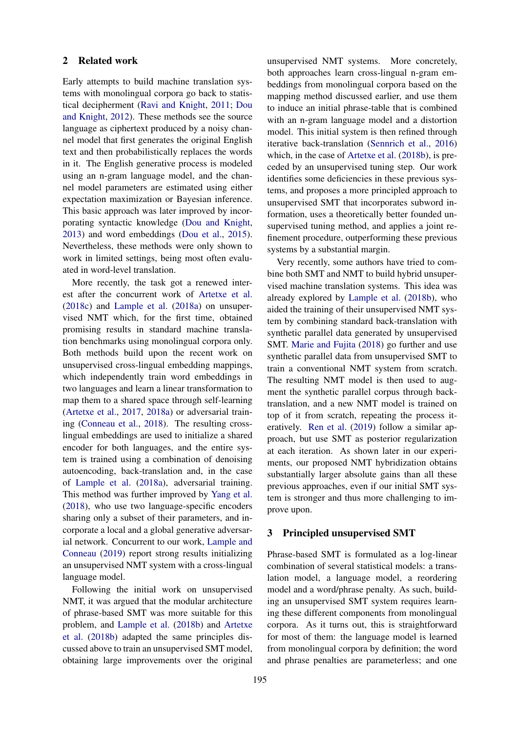## 2 Related work

Early attempts to build machine translation systems with monolingual corpora go back to statistical decipherment (Ravi and Knight, 2011; Dou and Knight, 2012). These methods see the source language as ciphertext produced by a noisy channel model that first generates the original English text and then probabilistically replaces the words in it. The English generative process is modeled using an n-gram language model, and the channel model parameters are estimated using either expectation maximization or Bayesian inference. This basic approach was later improved by incorporating syntactic knowledge (Dou and Knight, 2013) and word embeddings (Dou et al., 2015). Nevertheless, these methods were only shown to work in limited settings, being most often evaluated in word-level translation.

More recently, the task got a renewed interest after the concurrent work of Artetxe et al. (2018c) and Lample et al. (2018a) on unsupervised NMT which, for the first time, obtained promising results in standard machine translation benchmarks using monolingual corpora only. Both methods build upon the recent work on unsupervised cross-lingual embedding mappings, which independently train word embeddings in two languages and learn a linear transformation to map them to a shared space through self-learning (Artetxe et al., 2017, 2018a) or adversarial training (Conneau et al., 2018). The resulting cross-lingual embeddings are used to initialize a shared encoder for both languages, and the entire system is trained using a combination of denoising autoencoding, back-translation and, in the case of Lample et al. (2018a), adversarial training. This method was further improved by Yang et al. (2018), who use two language-specific encoders sharing only a subset of their parameters, and incorporate a local and a global generative adversarial network. Concurrent to our work, Lample and Conneau (2019) report strong results initializing an unsupervised NMT system with a cross-lingual language model.

Following the initial work on unsupervised NMT, it was argued that the modular architecture of phrase-based SMT was more suitable for this problem, and Lample et al. (2018b) and Artetxe et al. (2018b) adapted the same principles discussed above to train an unsupervised SMT model, obtaining large improvements over the original unsupervised NMT systems. More concretely, both approaches learn cross-lingual n-gram embeddings from monolingual corpora based on the mapping method discussed earlier, and use them to induce an initial phrase-table that is combined with an n-gram language model and a distortion model. This initial system is then refined through iterative back-translation (Sennrich et al., 2016) which, in the case of Artetxe et al. (2018b), is preceded by an unsupervised tuning step. Our work identifies some deficiencies in these previous systems, and proposes a more principled approach to unsupervised SMT that incorporates subword information, uses a theoretically better founded unsupervised tuning method, and applies a joint refinement procedure, outperforming these previous systems by a substantial margin.

Very recently, some authors have tried to combine both SMT and NMT to build hybrid unsupervised machine translation systems. This idea was already explored by Lample et al. (2018b), who aided the training of their unsupervised NMT system by combining standard back-translation with synthetic parallel data generated by unsupervised SMT. Marie and Fujita (2018) go further and use synthetic parallel data from unsupervised SMT to train a conventional NMT system from scratch. The resulting NMT model is then used to augment the synthetic parallel corpus through back-translation, and a new NMT model is trained on top of it from scratch, repeating the process iteratively. Ren et al. (2019) follow a similar approach, but use SMT as posterior regularization at each iteration. As shown later in our experiments, our proposed NMT hybridization obtains substantially larger absolute gains than all these previous approaches, even if our initial SMT system is stronger and thus more challenging to improve upon.

## 3 Principled unsupervised SMT

Phrase-based SMT is formulated as a log-linear combination of several statistical models: a translation model, a language model, a reordering model and a word/phrase penalty. As such, building an unsupervised SMT system requires learning these different components from monolingual corpora. As it turns out, this is straightforward for most of them: the language model is learned from monolingual corpora by definition; the word and phrase penalties are parameterless; and one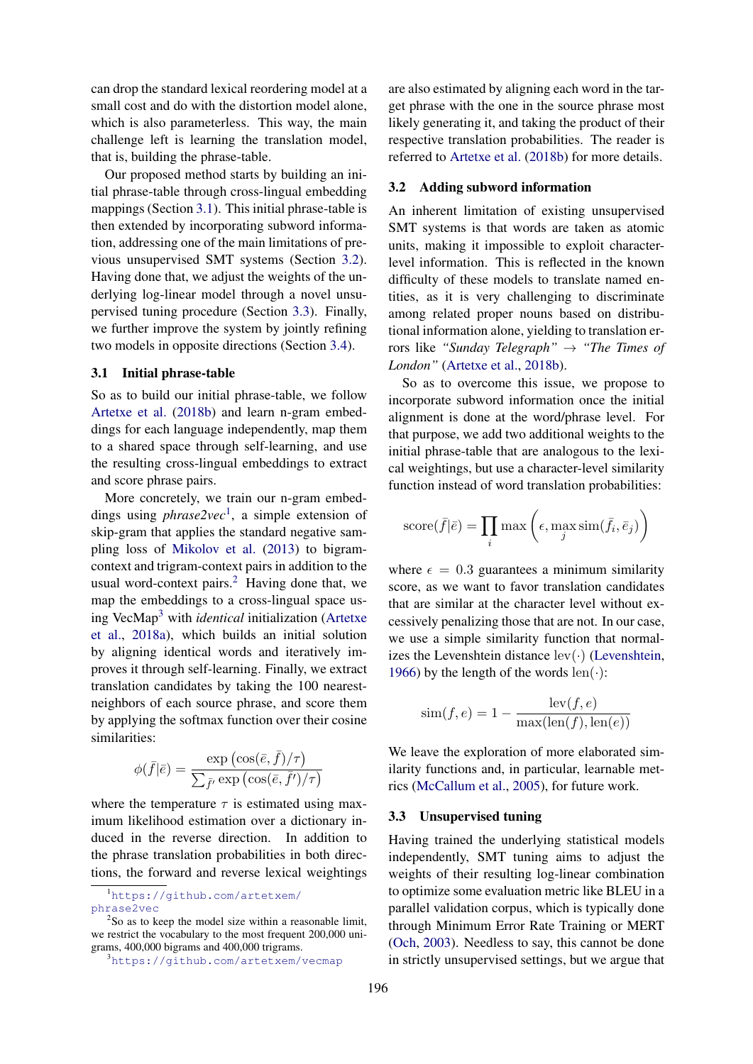can drop the standard lexical reordering model at a small cost and do with the distortion model alone, which is also parameterless. This way, the main challenge left is learning the translation model, that is, building the phrase-table.

Our proposed method starts by building an initial phrase-table through cross-lingual embedding mappings (Section 3.1). This initial phrase-table is then extended by incorporating subword information, addressing one of the main limitations of previous unsupervised SMT systems (Section 3.2). Having done that, we adjust the weights of the underlying log-linear model through a novel unsupervised tuning procedure (Section 3.3). Finally, we further improve the system by jointly refining two models in opposite directions (Section 3.4).

### 3.1 Initial phrase-table

So as to build our initial phrase-table, we follow Artetxe et al. (2018b) and learn n-gram embeddings for each language independently, map them to a shared space through self-learning, and use the resulting cross-lingual embeddings to extract and score phrase pairs.

More concretely, we train our n-gram embeddings using *phrase2vec*[1], a simple extension of skip-gram that applies the standard negative sampling loss of Mikolov et al. (2013) to bigram-context and trigram-context pairs in addition to the usual word-context pairs.[2] Having done that, we map the embeddings to a cross-lingual space using VecMap[3] with *identical* initialization (Artetxe et al., 2018a), which builds an initial solution by aligning identical words and iteratively improves it through self-learning. Finally, we extract translation candidates by taking the 100 nearest-neighbors of each source phrase, and score them by applying the softmax function over their cosine similarities:

$$\phi(\bar{f}|\bar{e}) = \frac{\exp\left(\cos(\bar{e},\bar{f})/\tau\right)}{\sum_{\bar{f}'} \exp\left(\cos(\bar{e},\bar{f}')/\tau\right)}$$

where the temperature $\tau$ is estimated using maximum likelihood estimation over a dictionary induced in the reverse direction. In addition to the phrase translation probabilities in both directions, the forward and reverse lexical weightings are also estimated by aligning each word in the target phrase with the one in the source phrase most likely generating it, and taking the product of their respective translation probabilities. The reader is referred to Artetxe et al. (2018b) for more details.

### 3.2 Adding subword information

An inherent limitation of existing unsupervised SMT systems is that words are taken as atomic units, making it impossible to exploit character-level information. This is reflected in the known difficulty of these models to translate named entities, as it is very challenging to discriminate among related proper nouns based on distributional information alone, yielding to translation errors like *"Sunday Telegraph"* $\rightarrow$ *"The Times of London"* (Artetxe et al., 2018b).

So as to overcome this issue, we propose to incorporate subword information once the initial alignment is done at the word/phrase level. For that purpose, we add two additional weights to the initial phrase-table that are analogous to the lexical weightings, but use a character-level similarity function instead of word translation probabilities:

$$\text{score}(\bar{f}|\bar{e}) = \prod_i \max\left(\epsilon, \max_j \text{sim}(\bar{f}_i, \bar{e}_j)\right)$$

where $\epsilon = 0.3$ guarantees a minimum similarity score, as we want to favor translation candidates that are similar at the character level without excessively penalizing those that are not. In our case, we use a simple similarity function that normalizes the Levenshtein distance $\text{lev}(\cdot)$ (Levenshtein, 1966) by the length of the words $\text{len}(\cdot)$:

$$\text{sim}(f,e) = 1 - \frac{\text{lev}(f,e)}{\max(\text{len}(f), \text{len}(e))}$$

We leave the exploration of more elaborated similarity functions and, in particular, learnable metrics (McCallum et al., 2005), for future work.

### 3.3 Unsupervised tuning

Having trained the underlying statistical models independently, SMT tuning aims to adjust the weights of their resulting log-linear combination to optimize some evaluation metric like BLEU in a parallel validation corpus, which is typically done through Minimum Error Rate Training or MERT (Och, 2003). Needless to say, this cannot be done in strictly unsupervised settings, but we argue that

---

[1] https://github.com/artetxem/phrase2vec

[2] So as to keep the model size within a reasonable limit, we restrict the vocabulary to the most frequent 200,000 unigrams, 400,000 bigrams and 400,000 trigrams.

[3] https://github.com/artetxem/vecmap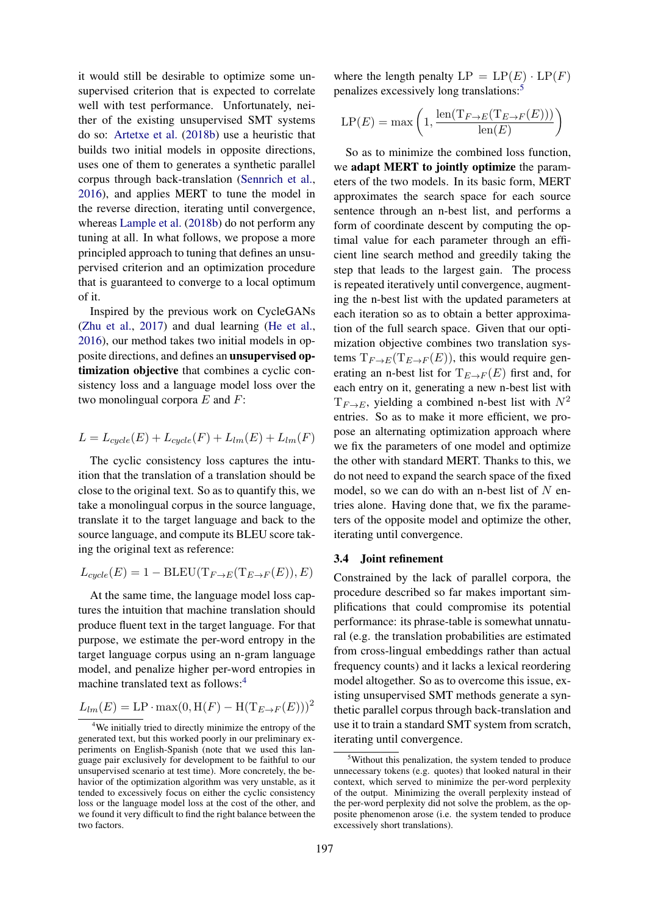it would still be desirable to optimize some unsupervised criterion that is expected to correlate well with test performance. Unfortunately, neither of the existing unsupervised SMT systems do so: Artetxe et al. (2018b) use a heuristic that builds two initial models in opposite directions, uses one of them to generates a synthetic parallel corpus through back-translation (Sennrich et al., 2016), and applies MERT to tune the model in the reverse direction, iterating until convergence, whereas Lample et al. (2018b) do not perform any tuning at all. In what follows, we propose a more principled approach to tuning that defines an unsupervised criterion and an optimization procedure that is guaranteed to converge to a local optimum of it.

Inspired by the previous work on CycleGANs (Zhu et al., 2017) and dual learning (He et al., 2016), our method takes two initial models in opposite directions, and defines an **unsupervised optimization objective** that combines a cyclic consistency loss and a language model loss over the two monolingual corpora $E$ and $F$:

$$L = L_{cycle}(E) + L_{cycle}(F) + L_{lm}(E) + L_{lm}(F)$$

The cyclic consistency loss captures the intuition that the translation of a translation should be close to the original text. So as to quantify this, we take a monolingual corpus in the source language, translate it to the target language and back to the source language, and compute its BLEU score taking the original text as reference:

$$L_{cycle}(E) = 1 - \mathrm{BLEU}(\mathrm{T}_{F\rightarrow E}(\mathrm{T}_{E\rightarrow F}(E)), E)$$

At the same time, the language model loss captures the intuition that machine translation should produce fluent text in the target language. For that purpose, we estimate the per-word entropy in the target language corpus using an n-gram language model, and penalize higher per-word entropies in machine translated text as follows:[4]

$$L_{lm}(E) = \mathrm{LP} \cdot \max(0, \mathrm{H}(F) - \mathrm{H}(\mathrm{T}_{E\rightarrow F}(E)))^2$$

where the length penalty $\mathrm{LP} = \mathrm{LP}(E) \cdot \mathrm{LP}(F)$ penalizes excessively long translations:[5]

$$\mathrm{LP}(E) = \max\left(1, \frac{\mathrm{len}(\mathrm{T}_{F\rightarrow E}(\mathrm{T}_{E\rightarrow F}(E)))}{\mathrm{len}(E)}\right)$$

So as to minimize the combined loss function, we **adapt MERT to jointly optimize** the parameters of the two models. In its basic form, MERT approximates the search space for each source sentence through an n-best list, and performs a form of coordinate descent by computing the optimal value for each parameter through an efficient line search method and greedily taking the step that leads to the largest gain. The process is repeated iteratively until convergence, augmenting the n-best list with the updated parameters at each iteration so as to obtain a better approximation of the full search space. Given that our optimization objective combines two translation systems $\mathrm{T}_{F\rightarrow E}(\mathrm{T}_{E\rightarrow F}(E))$, this would require generating an n-best list for $\mathrm{T}_{E\rightarrow F}(E)$ first and, for each entry on it, generating a new n-best list with $\mathrm{T}_{F\rightarrow E}$, yielding a combined n-best list with $N^2$ entries. So as to make it more efficient, we propose an alternating optimization approach where we fix the parameters of one model and optimize the other with standard MERT. Thanks to this, we do not need to expand the search space of the fixed model, so we can do with an n-best list of $N$ entries alone. Having done that, we fix the parameters of the opposite model and optimize the other, iterating until convergence.

### 3.4 Joint refinement

Constrained by the lack of parallel corpora, the procedure described so far makes important simplifications that could compromise its potential performance: its phrase-table is somewhat unnatural (e.g. the translation probabilities are estimated from cross-lingual embeddings rather than actual frequency counts) and it lacks a lexical reordering model altogether. So as to overcome this issue, existing unsupervised SMT methods generate a synthetic parallel corpus through back-translation and use it to train a standard SMT system from scratch, iterating until convergence.

[4] We initially tried to directly minimize the entropy of the generated text, but this worked poorly in our preliminary experiments on English-Spanish (note that we used this language pair exclusively for development to be faithful to our unsupervised scenario at test time). More concretely, the behavior of the optimization algorithm was very unstable, as it tended to excessively focus on either the cyclic consistency loss or the language model loss at the cost of the other, and we found it very difficult to find the right balance between the two factors.

[5] Without this penalization, the system tended to produce unnecessary tokens (e.g. quotes) that looked natural in their context, which served to minimize the per-word perplexity of the output. Minimizing the overall perplexity instead of the per-word perplexity did not solve the problem, as the opposite phenomenon arose (i.e. the system tended to produce excessively short translations).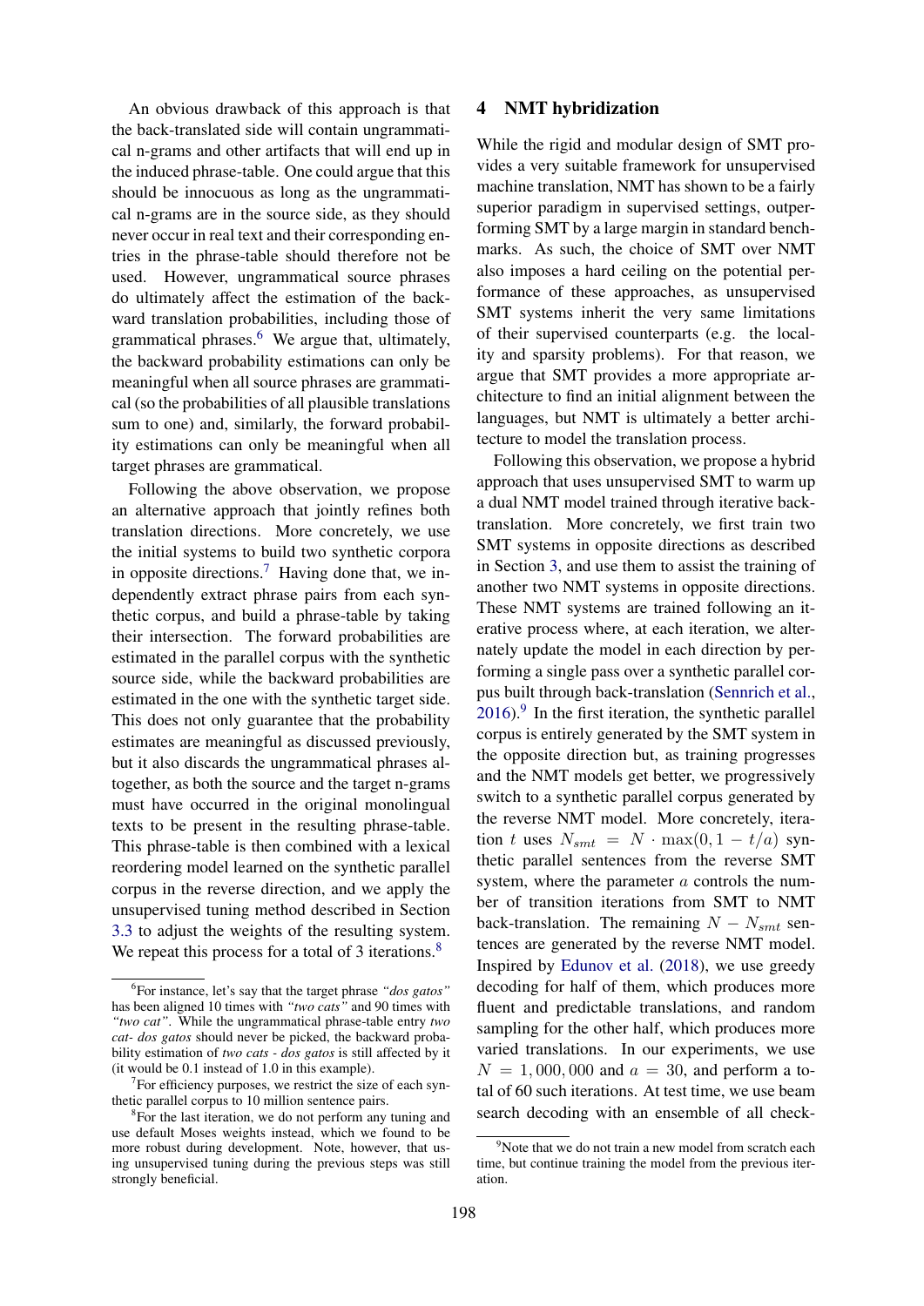An obvious drawback of this approach is that the back-translated side will contain ungrammatical n-grams and other artifacts that will end up in the induced phrase-table. One could argue that this should be innocuous as long as the ungrammatical n-grams are in the source side, as they should never occur in real text and their corresponding entries in the phrase-table should therefore not be used. However, ungrammatical source phrases do ultimately affect the estimation of the backward translation probabilities, including those of grammatical phrases.[6] We argue that, ultimately, the backward probability estimations can only be meaningful when all source phrases are grammatical (so the probabilities of all plausible translations sum to one) and, similarly, the forward probability estimations can only be meaningful when all target phrases are grammatical.

Following the above observation, we propose an alternative approach that jointly refines both translation directions. More concretely, we use the initial systems to build two synthetic corpora in opposite directions.[7] Having done that, we independently extract phrase pairs from each synthetic corpus, and build a phrase-table by taking their intersection. The forward probabilities are estimated in the parallel corpus with the synthetic source side, while the backward probabilities are estimated in the one with the synthetic target side. This does not only guarantee that the probability estimates are meaningful as discussed previously, but it also discards the ungrammatical phrases altogether, as both the source and the target n-grams must have occurred in the original monolingual texts to be present in the resulting phrase-table. This phrase-table is then combined with a lexical reordering model learned on the synthetic parallel corpus in the reverse direction, and we apply the unsupervised tuning method described in Section 3.3 to adjust the weights of the resulting system. We repeat this process for a total of 3 iterations.[8]

## 4 NMT hybridization

While the rigid and modular design of SMT provides a very suitable framework for unsupervised machine translation, NMT has shown to be a fairly superior paradigm in supervised settings, outperforming SMT by a large margin in standard benchmarks. As such, the choice of SMT over NMT also imposes a hard ceiling on the potential performance of these approaches, as unsupervised SMT systems inherit the very same limitations of their supervised counterparts (e.g. the locality and sparsity problems). For that reason, we argue that SMT provides a more appropriate architecture to find an initial alignment between the languages, but NMT is ultimately a better architecture to model the translation process.

Following this observation, we propose a hybrid approach that uses unsupervised SMT to warm up a dual NMT model trained through iterative back-translation. More concretely, we first train two SMT systems in opposite directions as described in Section 3, and use them to assist the training of another two NMT systems in opposite directions. These NMT systems are trained following an iterative process where, at each iteration, we alternately update the model in each direction by performing a single pass over a synthetic parallel corpus built through back-translation (Sennrich et al., 2016).[9] In the first iteration, the synthetic parallel corpus is entirely generated by the SMT system in the opposite direction but, as training progresses and the NMT models get better, we progressively switch to a synthetic parallel corpus generated by the reverse NMT model. More concretely, iteration $t$ uses $N_{smt} = N \cdot \max(0, 1 - t/a)$ synthetic parallel sentences from the reverse SMT system, where the parameter $a$ controls the number of transition iterations from SMT to NMT back-translation. The remaining $N - N_{smt}$ sentences are generated by the reverse NMT model. Inspired by Edunov et al. (2018), we use greedy decoding for half of them, which produces more fluent and predictable translations, and random sampling for the other half, which produces more varied translations. In our experiments, we use $N = 1,000,000$ and $a = 30$, and perform a total of 60 such iterations. At test time, we use beam search decoding with an ensemble of all check-

---

[6] For instance, let's say that the target phrase *"dos gatos"* has been aligned 10 times with *"two cats"* and 90 times with *"two cat"*. While the ungrammatical phrase-table entry *two cat- dos gatos* should never be picked, the backward probability estimation of *two cats - dos gatos* is still affected by it (it would be 0.1 instead of 1.0 in this example).

[7] For efficiency purposes, we restrict the size of each synthetic parallel corpus to 10 million sentence pairs.

[8] For the last iteration, we do not perform any tuning and use default Moses weights instead, which we found to be more robust during development. Note, however, that using unsupervised tuning during the previous steps was still strongly beneficial.

[9] Note that we do not train a new model from scratch each time, but continue training the model from the previous iteration.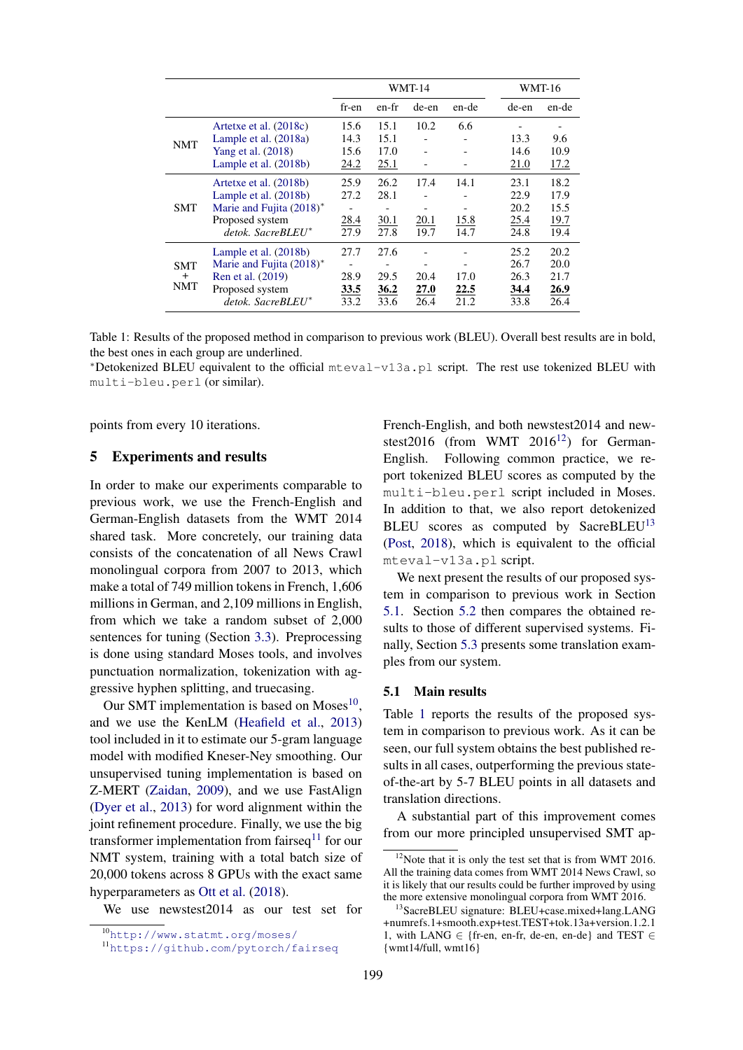| | | WMT-14 | | | | WMT-16 | |
|---|---|---|---|---|---|---|---|
| | | fr-en | en-fr | de-en | en-de | de-en | en-de |
| NMT | Artetxe et al. (2018c) | 15.6 | 15.1 | 10.2 | 6.6 | - | - |
| | Lample et al. (2018a) | 14.3 | 15.1 | - | - | 13.3 | 9.6 |
| | Yang et al. (2018) | 15.6 | 17.0 | - | - | 14.6 | 10.9 |
| | Lample et al. (2018b) | <u>24.2</u> | <u>25.1</u> | - | - | <u>21.0</u> | <u>17.2</u> |
| SMT | Artetxe et al. (2018b) | 25.9 | 26.2 | 17.4 | 14.1 | 23.1 | 18.2 |
| | Lample et al. (2018b) | 27.2 | 28.1 | - | - | 22.9 | 17.9 |
| | Marie and Fujita (2018)* | - | - | - | - | 20.2 | 15.5 |
| | Proposed system | <u>28.4</u> | <u>30.1</u> | <u>20.1</u> | <u>15.8</u> | <u>25.4</u> | <u>19.7</u> |
| | *detok. SacreBLEU** | 27.9 | 27.8 | 19.7 | 14.7 | 24.8 | 19.4 |
| SMT + NMT | Lample et al. (2018b) | 27.7 | 27.6 | - | - | 25.2 | 20.2 |
| | Marie and Fujita (2018)* | - | - | - | - | 26.7 | 20.0 |
| | Ren et al. (2019) | 28.9 | 29.5 | 20.4 | 17.0 | 26.3 | 21.7 |
| | Proposed system | <u>**33.5**</u> | <u>**36.2**</u> | <u>**27.0**</u> | <u>**22.5**</u> | <u>**34.4**</u> | <u>**26.9**</u> |
| | *detok. SacreBLEU** | 33.2 | 33.6 | 26.4 | 21.2 | 33.8 | 26.4 |

Table 1: Results of the proposed method in comparison to previous work (BLEU). Overall best results are in bold, the best ones in each group are underlined.
*Detokenized BLEU equivalent to the official `mteval-v13a.pl` script. The rest use tokenized BLEU with `multi-bleu.perl` (or similar).

points from every 10 iterations.

## 5 Experiments and results

In order to make our experiments comparable to previous work, we use the French-English and German-English datasets from the WMT 2014 shared task. More concretely, our training data consists of the concatenation of all News Crawl monolingual corpora from 2007 to 2013, which make a total of 749 million tokens in French, 1,606 millions in German, and 2,109 millions in English, from which we take a random subset of 2,000 sentences for tuning (Section 3.3). Preprocessing is done using standard Moses tools, and involves punctuation normalization, tokenization with aggressive hyphen splitting, and truecasing.

Our SMT implementation is based on Moses[10], and we use the KenLM (Heafield et al., 2013) tool included in it to estimate our 5-gram language model with modified Kneser-Ney smoothing. Our unsupervised tuning implementation is based on Z-MERT (Zaidan, 2009), and we use FastAlign (Dyer et al., 2013) for word alignment within the joint refinement procedure. Finally, we use the big transformer implementation from fairseq[11] for our NMT system, training with a total batch size of 20,000 tokens across 8 GPUs with the exact same hyperparameters as Ott et al. (2018).

We use newstest2014 as our test set for French-English, and both newstest2014 and newstest2016 (from WMT 2016[12]) for German-English. Following common practice, we report tokenized BLEU scores as computed by the `multi-bleu.perl` script included in Moses. In addition to that, we also report detokenized BLEU scores as computed by SacreBLEU[13] (Post, 2018), which is equivalent to the official `mteval-v13a.pl` script.

We next present the results of our proposed system in comparison to previous work in Section 5.1. Section 5.2 then compares the obtained results to those of different supervised systems. Finally, Section 5.3 presents some translation examples from our system.

### 5.1 Main results

Table 1 reports the results of the proposed system in comparison to previous work. As it can be seen, our full system obtains the best published results in all cases, outperforming the previous state-of-the-art by 5-7 BLEU points in all datasets and translation directions.

A substantial part of this improvement comes from our more principled unsupervised SMT ap-

[10] http://www.statmt.org/moses/

[11] https://github.com/pytorch/fairseq

[12] Note that it is only the test set that is from WMT 2016. All the training data comes from WMT 2014 News Crawl, so it is likely that our results could be further improved by using the more extensive monolingual corpora from WMT 2016.

[13] SacreBLEU signature: BLEU+case.mixed+lang.LANG +numrefs.1+smooth.exp+test.TEST+tok.13a+version.1.2.1 1, with LANG ∈ {fr-en, en-fr, de-en, en-de} and TEST ∈ {wmt14/full, wmt16}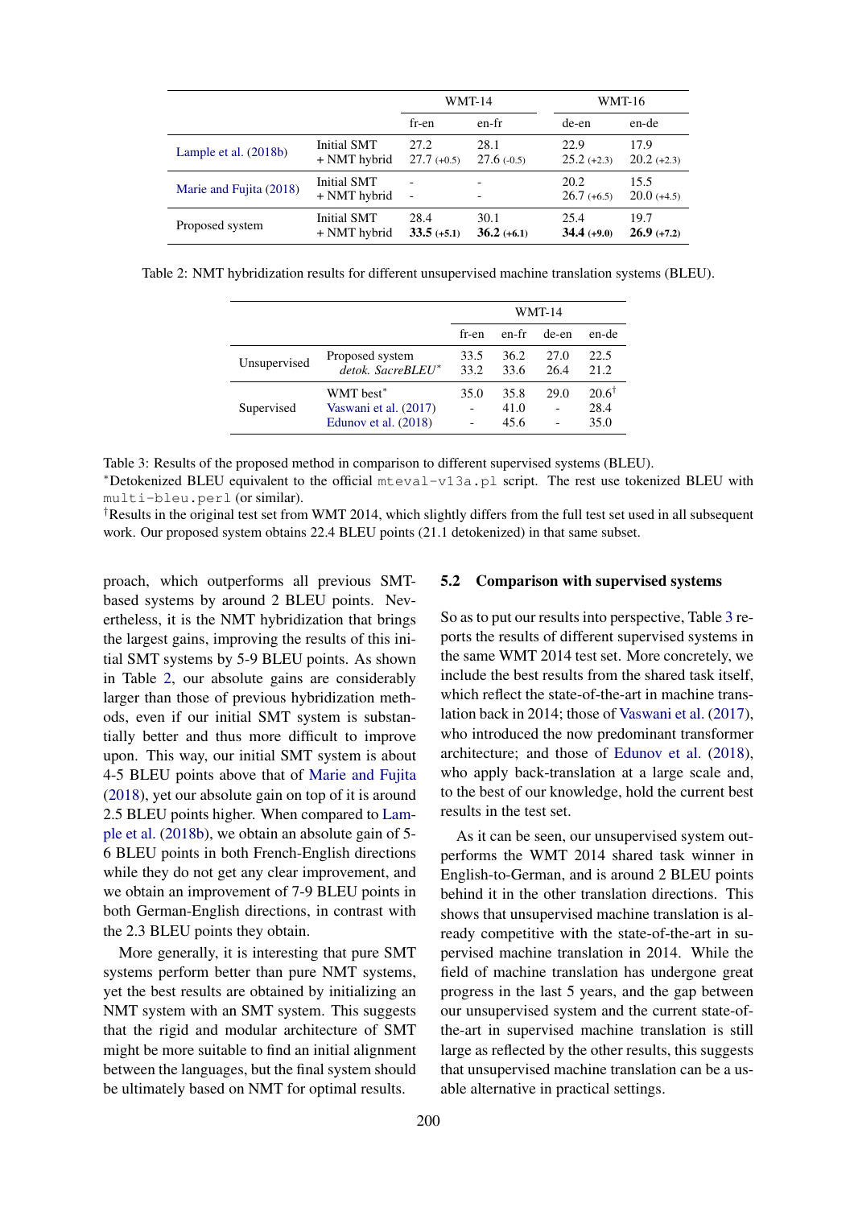| | | WMT-14 | | WMT-16 | |
|---|---|---|---|---|---|
| | | fr-en | en-fr | de-en | en-de |
| Lample et al. (2018b) | Initial SMT | 27.2 | 28.1 | 22.9 | 17.9 |
| | + NMT hybrid | 27.7 (+0.5) | 27.6 (-0.5) | 25.2 (+2.3) | 20.2 (+2.3) |
| Marie and Fujita (2018) | Initial SMT | - | - | 20.2 | 15.5 |
| | + NMT hybrid | - | - | 26.7 (+6.5) | 20.0 (+4.5) |
| Proposed system | Initial SMT | 28.4 | 30.1 | 25.4 | 19.7 |
| | + NMT hybrid | **33.5** (+5.1) | **36.2** (+6.1) | **34.4** (+9.0) | **26.9** (+7.2) |

Table 2: NMT hybridization results for different unsupervised machine translation systems (BLEU).

| | | WMT-14 | | | |
|---|---|---|---|---|---|
| | | fr-en | en-fr | de-en | en-de |
| Unsupervised | Proposed system | 33.5 | 36.2 | 27.0 | 22.5 |
| | *detok. SacreBLEU*\* | 33.2 | 33.6 | 26.4 | 21.2 |
| Supervised | WMT best\* | 35.0 | 35.8 | 29.0 | 20.6† |
| | Vaswani et al. (2017) | - | 41.0 | - | 28.4 |
| | Edunov et al. (2018) | - | 45.6 | - | 35.0 |

Table 3: Results of the proposed method in comparison to different supervised systems (BLEU).
\*Detokenized BLEU equivalent to the official `mteval-v13a.pl` script. The rest use tokenized BLEU with `multi-bleu.perl` (or similar).
†Results in the original test set from WMT 2014, which slightly differs from the full test set used in all subsequent work. Our proposed system obtains 22.4 BLEU points (21.1 detokenized) in that same subset.

proach, which outperforms all previous SMT-based systems by around 2 BLEU points. Nevertheless, it is the NMT hybridization that brings the largest gains, improving the results of this initial SMT systems by 5-9 BLEU points. As shown in Table 2, our absolute gains are considerably larger than those of previous hybridization methods, even if our initial SMT system is substantially better and thus more difficult to improve upon. This way, our initial SMT system is about 4-5 BLEU points above that of Marie and Fujita (2018), yet our absolute gain on top of it is around 2.5 BLEU points higher. When compared to Lample et al. (2018b), we obtain an absolute gain of 5-6 BLEU points in both French-English directions while they do not get any clear improvement, and we obtain an improvement of 7-9 BLEU points in both German-English directions, in contrast with the 2.3 BLEU points they obtain.

More generally, it is interesting that pure SMT systems perform better than pure NMT systems, yet the best results are obtained by initializing an NMT system with an SMT system. This suggests that the rigid and modular architecture of SMT might be more suitable to find an initial alignment between the languages, but the final system should be ultimately based on NMT for optimal results.

### 5.2 Comparison with supervised systems

So as to put our results into perspective, Table 3 reports the results of different supervised systems in the same WMT 2014 test set. More concretely, we include the best results from the shared task itself, which reflect the state-of-the-art in machine translation back in 2014; those of Vaswani et al. (2017), who introduced the now predominant transformer architecture; and those of Edunov et al. (2018), who apply back-translation at a large scale and, to the best of our knowledge, hold the current best results in the test set.

As it can be seen, our unsupervised system outperforms the WMT 2014 shared task winner in English-to-German, and is around 2 BLEU points behind it in the other translation directions. This shows that unsupervised machine translation is already competitive with the state-of-the-art in supervised machine translation in 2014. While the field of machine translation has undergone great progress in the last 5 years, and the gap between our unsupervised system and the current state-of-the-art in supervised machine translation is still large as reflected by the other results, this suggests that unsupervised machine translation can be a usable alternative in practical settings.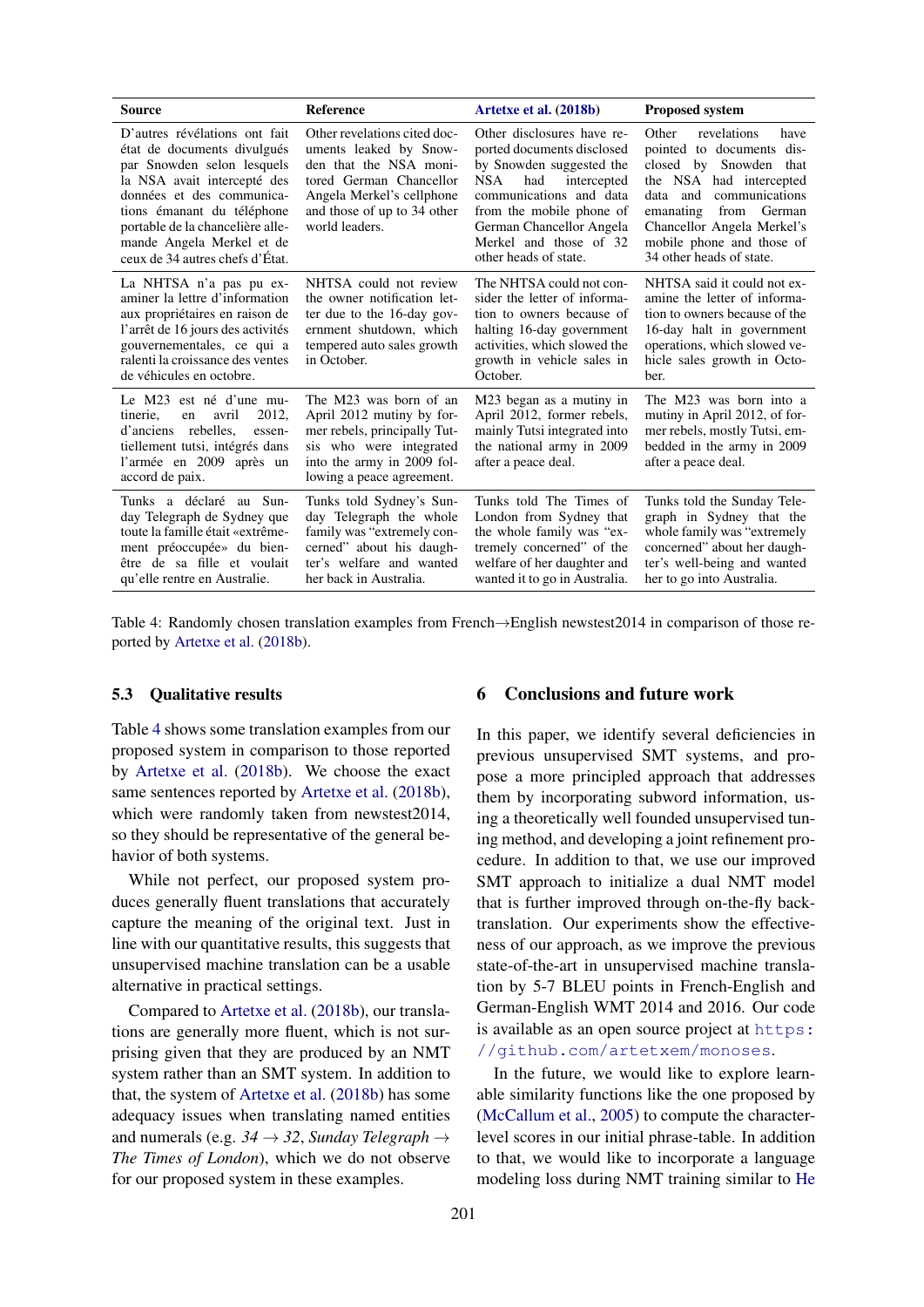| Source | Reference | Artetxe et al. (2018b) | Proposed system |
|---|---|---|---|
| D'autres révélations ont fait état de documents divulgués par Snowden selon lesquels la NSA avait intercepté des données et des communications émanant du téléphone portable de la chancelière allemande Angela Merkel et de ceux de 34 autres chefs d'État. | Other revelations cited documents leaked by Snowden that the NSA monitored German Chancellor Angela Merkel's cellphone and those of up to 34 other world leaders. | Other disclosures have reported documents disclosed by Snowden suggested the NSA had intercepted communications and data from the mobile phone of German Chancellor Angela Merkel and those of 32 other heads of state. | Other revelations have pointed to documents disclosed by Snowden that the NSA had intercepted data and communications emanating from German Chancellor Angela Merkel's mobile phone and those of 34 other heads of state. |
| La NHTSA n'a pas pu examiner la lettre d'information aux propriétaires en raison de l'arrêt de 16 jours des activités gouvernementales, ce qui a ralenti la croissance des ventes de véhicules en octobre. | NHTSA could not review the owner notification letter due to the 16-day government shutdown, which tempered auto sales growth in October. | The NHTSA could not consider the letter of information to owners because of halting 16-day government activities, which slowed the growth in vehicle sales in October. | NHTSA said it could not examine the letter of information to owners because of the 16-day halt in government operations, which slowed vehicle sales growth in October. |
| Le M23 est né d'une mutinerie, en avril 2012, d'anciens rebelles, essentiellement tutsi, intégrés dans l'armée en 2009 après un accord de paix. | The M23 was born of an April 2012 mutiny by former rebels, principally Tutsis who were integrated into the army in 2009 following a peace agreement. | M23 began as a mutiny in April 2012, former rebels, mainly Tutsi integrated into the national army in 2009 after a peace deal. | The M23 was born into a mutiny in April 2012, of former rebels, mostly Tutsi, embedded in the army in 2009 after a peace deal. |
| Tunks a déclaré au Sunday Telegraph de Sydney que toute la famille était «extrêmement préoccupée» du bien-être de sa fille et voulait qu'elle rentre en Australie. | Tunks told Sydney's Sunday Telegraph the whole family was "extremely concerned" about his daughter's welfare and wanted her back in Australia. | Tunks told The Times of London from Sydney that the whole family was "extremely concerned" of the welfare of her daughter and wanted it to go in Australia. | Tunks told the Sunday Telegraph in Sydney that the whole family was "extremely concerned" about her daughter's well-being and wanted her to go into Australia. |

Table 4: Randomly chosen translation examples from French→English newstest2014 in comparison of those reported by Artetxe et al. (2018b).

### 5.3 Qualitative results

Table 4 shows some translation examples from our proposed system in comparison to those reported by Artetxe et al. (2018b). We choose the exact same sentences reported by Artetxe et al. (2018b), which were randomly taken from newstest2014, so they should be representative of the general behavior of both systems.

While not perfect, our proposed system produces generally fluent translations that accurately capture the meaning of the original text. Just in line with our quantitative results, this suggests that unsupervised machine translation can be a usable alternative in practical settings.

Compared to Artetxe et al. (2018b), our translations are generally more fluent, which is not surprising given that they are produced by an NMT system rather than an SMT system. In addition to that, the system of Artetxe et al. (2018b) has some adequacy issues when translating named entities and numerals (e.g. *34* → *32*, *Sunday Telegraph* → *The Times of London*), which we do not observe for our proposed system in these examples.

## 6 Conclusions and future work

In this paper, we identify several deficiencies in previous unsupervised SMT systems, and propose a more principled approach that addresses them by incorporating subword information, using a theoretically well founded unsupervised tuning method, and developing a joint refinement procedure. In addition to that, we use our improved SMT approach to initialize a dual NMT model that is further improved through on-the-fly back-translation. Our experiments show the effectiveness of our approach, as we improve the previous state-of-the-art in unsupervised machine translation by 5-7 BLEU points in French-English and German-English WMT 2014 and 2016. Our code is available as an open source project at https://github.com/artetxem/monoses.

In the future, we would like to explore learnable similarity functions like the one proposed by (McCallum et al., 2005) to compute the character-level scores in our initial phrase-table. In addition to that, we would like to incorporate a language modeling loss during NMT training similar to He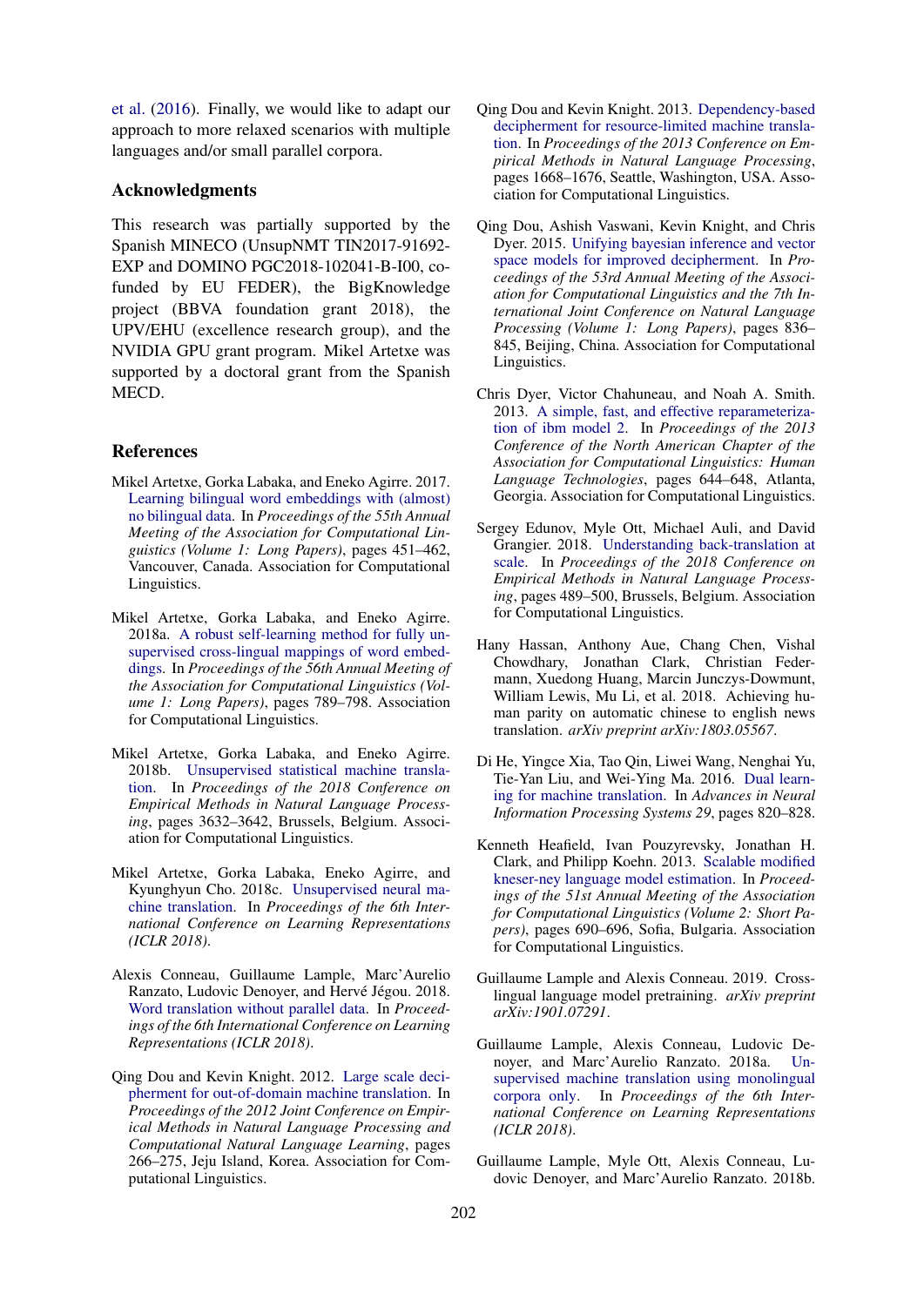et al. (2016). Finally, we would like to adapt our approach to more relaxed scenarios with multiple languages and/or small parallel corpora.

## Acknowledgments

This research was partially supported by the Spanish MINECO (UnsupNMT TIN2017-91692-EXP and DOMINO PGC2018-102041-B-I00, co-funded by EU FEDER), the BigKnowledge project (BBVA foundation grant 2018), the UPV/EHU (excellence research group), and the NVIDIA GPU grant program. Mikel Artetxe was supported by a doctoral grant from the Spanish MECD.

## References

Mikel Artetxe, Gorka Labaka, and Eneko Agirre. 2017. Learning bilingual word embeddings with (almost) no bilingual data. In *Proceedings of the 55th Annual Meeting of the Association for Computational Linguistics (Volume 1: Long Papers)*, pages 451–462, Vancouver, Canada. Association for Computational Linguistics.

Mikel Artetxe, Gorka Labaka, and Eneko Agirre. 2018a. A robust self-learning method for fully unsupervised cross-lingual mappings of word embeddings. In *Proceedings of the 56th Annual Meeting of the Association for Computational Linguistics (Volume 1: Long Papers)*, pages 789–798. Association for Computational Linguistics.

Mikel Artetxe, Gorka Labaka, and Eneko Agirre. 2018b. Unsupervised statistical machine translation. In *Proceedings of the 2018 Conference on Empirical Methods in Natural Language Processing*, pages 3632–3642, Brussels, Belgium. Association for Computational Linguistics.

Mikel Artetxe, Gorka Labaka, Eneko Agirre, and Kyunghyun Cho. 2018c. Unsupervised neural machine translation. In *Proceedings of the 6th International Conference on Learning Representations (ICLR 2018)*.

Alexis Conneau, Guillaume Lample, Marc'Aurelio Ranzato, Ludovic Denoyer, and Hervé Jégou. 2018. Word translation without parallel data. In *Proceedings of the 6th International Conference on Learning Representations (ICLR 2018)*.

Qing Dou and Kevin Knight. 2012. Large scale decipherment for out-of-domain machine translation. In *Proceedings of the 2012 Joint Conference on Empirical Methods in Natural Language Processing and Computational Natural Language Learning*, pages 266–275, Jeju Island, Korea. Association for Computational Linguistics.

Qing Dou and Kevin Knight. 2013. Dependency-based decipherment for resource-limited machine translation. In *Proceedings of the 2013 Conference on Empirical Methods in Natural Language Processing*, pages 1668–1676, Seattle, Washington, USA. Association for Computational Linguistics.

Qing Dou, Ashish Vaswani, Kevin Knight, and Chris Dyer. 2015. Unifying bayesian inference and vector space models for improved decipherment. In *Proceedings of the 53rd Annual Meeting of the Association for Computational Linguistics and the 7th International Joint Conference on Natural Language Processing (Volume 1: Long Papers)*, pages 836–845, Beijing, China. Association for Computational Linguistics.

Chris Dyer, Victor Chahuneau, and Noah A. Smith. 2013. A simple, fast, and effective reparameterization of ibm model 2. In *Proceedings of the 2013 Conference of the North American Chapter of the Association for Computational Linguistics: Human Language Technologies*, pages 644–648, Atlanta, Georgia. Association for Computational Linguistics.

Sergey Edunov, Myle Ott, Michael Auli, and David Grangier. 2018. Understanding back-translation at scale. In *Proceedings of the 2018 Conference on Empirical Methods in Natural Language Processing*, pages 489–500, Brussels, Belgium. Association for Computational Linguistics.

Hany Hassan, Anthony Aue, Chang Chen, Vishal Chowdhary, Jonathan Clark, Christian Federmann, Xuedong Huang, Marcin Junczys-Dowmunt, William Lewis, Mu Li, et al. 2018. Achieving human parity on automatic chinese to english news translation. *arXiv preprint arXiv:1803.05567*.

Di He, Yingce Xia, Tao Qin, Liwei Wang, Nenghai Yu, Tie-Yan Liu, and Wei-Ying Ma. 2016. Dual learning for machine translation. In *Advances in Neural Information Processing Systems 29*, pages 820–828.

Kenneth Heafield, Ivan Pouzyrevsky, Jonathan H. Clark, and Philipp Koehn. 2013. Scalable modified kneser-ney language model estimation. In *Proceedings of the 51st Annual Meeting of the Association for Computational Linguistics (Volume 2: Short Papers)*, pages 690–696, Sofia, Bulgaria. Association for Computational Linguistics.

Guillaume Lample and Alexis Conneau. 2019. Cross-lingual language model pretraining. *arXiv preprint arXiv:1901.07291*.

Guillaume Lample, Alexis Conneau, Ludovic Denoyer, and Marc'Aurelio Ranzato. 2018a. Unsupervised machine translation using monolingual corpora only. In *Proceedings of the 6th International Conference on Learning Representations (ICLR 2018)*.

Guillaume Lample, Myle Ott, Alexis Conneau, Ludovic Denoyer, and Marc'Aurelio Ranzato. 2018b.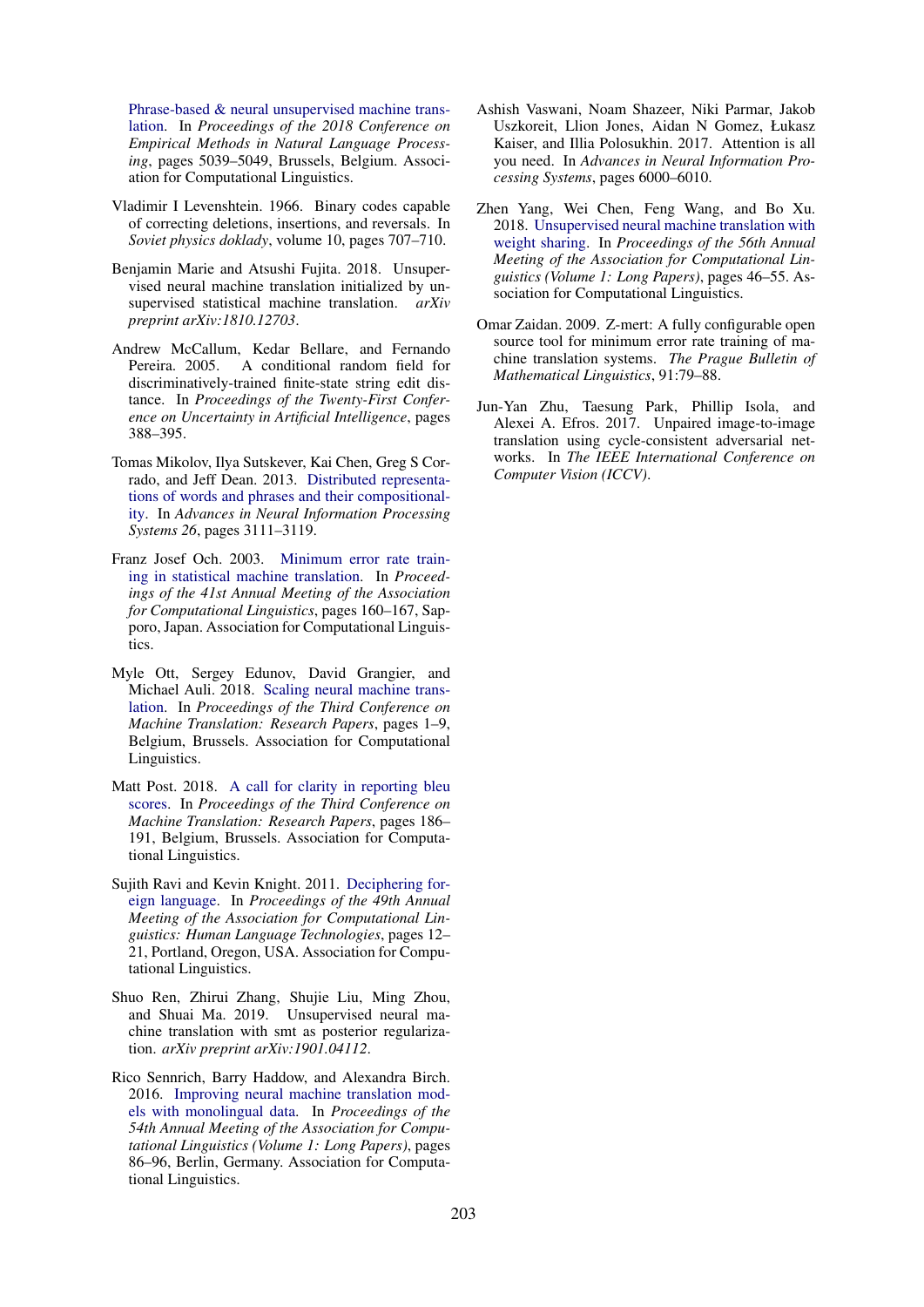Phrase-based & neural unsupervised machine translation. In *Proceedings of the 2018 Conference on Empirical Methods in Natural Language Processing*, pages 5039–5049, Brussels, Belgium. Association for Computational Linguistics.

Vladimir I Levenshtein. 1966. Binary codes capable of correcting deletions, insertions, and reversals. In *Soviet physics doklady*, volume 10, pages 707–710.

Benjamin Marie and Atsushi Fujita. 2018. Unsupervised neural machine translation initialized by unsupervised statistical machine translation. *arXiv preprint arXiv:1810.12703*.

Andrew McCallum, Kedar Bellare, and Fernando Pereira. 2005. A conditional random field for discriminatively-trained finite-state string edit distance. In *Proceedings of the Twenty-First Conference on Uncertainty in Artificial Intelligence*, pages 388–395.

Tomas Mikolov, Ilya Sutskever, Kai Chen, Greg S Corrado, and Jeff Dean. 2013. Distributed representations of words and phrases and their compositionality. In *Advances in Neural Information Processing Systems 26*, pages 3111–3119.

Franz Josef Och. 2003. Minimum error rate training in statistical machine translation. In *Proceedings of the 41st Annual Meeting of the Association for Computational Linguistics*, pages 160–167, Sapporo, Japan. Association for Computational Linguistics.

Myle Ott, Sergey Edunov, David Grangier, and Michael Auli. 2018. Scaling neural machine translation. In *Proceedings of the Third Conference on Machine Translation: Research Papers*, pages 1–9, Belgium, Brussels. Association for Computational Linguistics.

Matt Post. 2018. A call for clarity in reporting bleu scores. In *Proceedings of the Third Conference on Machine Translation: Research Papers*, pages 186–191, Belgium, Brussels. Association for Computational Linguistics.

Sujith Ravi and Kevin Knight. 2011. Deciphering foreign language. In *Proceedings of the 49th Annual Meeting of the Association for Computational Linguistics: Human Language Technologies*, pages 12–21, Portland, Oregon, USA. Association for Computational Linguistics.

Shuo Ren, Zhirui Zhang, Shujie Liu, Ming Zhou, and Shuai Ma. 2019. Unsupervised neural machine translation with smt as posterior regularization. *arXiv preprint arXiv:1901.04112*.

Rico Sennrich, Barry Haddow, and Alexandra Birch. 2016. Improving neural machine translation models with monolingual data. In *Proceedings of the 54th Annual Meeting of the Association for Computational Linguistics (Volume 1: Long Papers)*, pages 86–96, Berlin, Germany. Association for Computational Linguistics.

Ashish Vaswani, Noam Shazeer, Niki Parmar, Jakob Uszkoreit, Llion Jones, Aidan N Gomez, Łukasz Kaiser, and Illia Polosukhin. 2017. Attention is all you need. In *Advances in Neural Information Processing Systems*, pages 6000–6010.

Zhen Yang, Wei Chen, Feng Wang, and Bo Xu. 2018. Unsupervised neural machine translation with weight sharing. In *Proceedings of the 56th Annual Meeting of the Association for Computational Linguistics (Volume 1: Long Papers)*, pages 46–55. Association for Computational Linguistics.

Omar Zaidan. 2009. Z-mert: A fully configurable open source tool for minimum error rate training of machine translation systems. *The Prague Bulletin of Mathematical Linguistics*, 91:79–88.

Jun-Yan Zhu, Taesung Park, Phillip Isola, and Alexei A. Efros. 2017. Unpaired image-to-image translation using cycle-consistent adversarial networks. In *The IEEE International Conference on Computer Vision (ICCV)*.